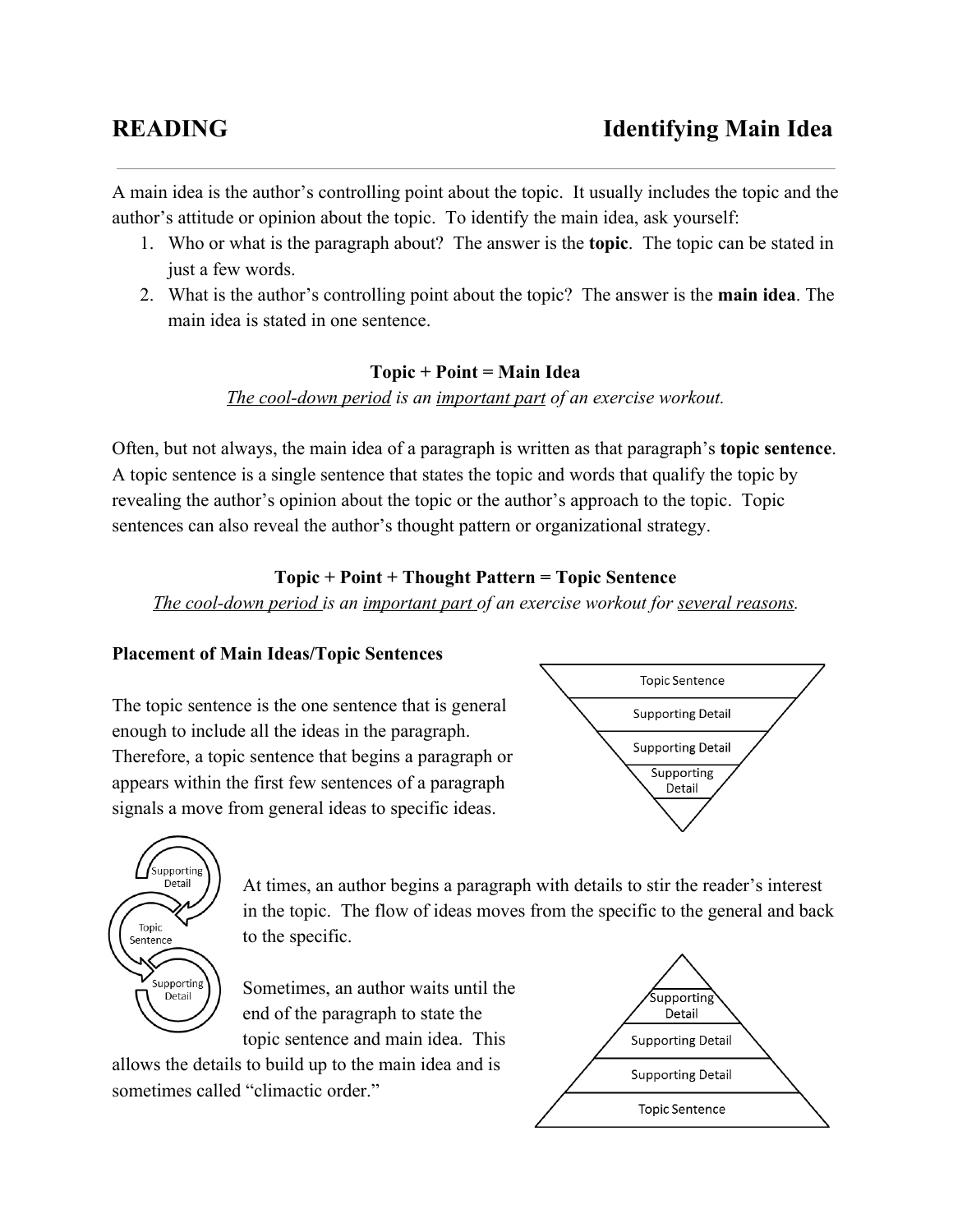# READING — Identifying Main Idea

A main idea is the author's controlling point about the topic. It usually includes the topic and the author's attitude or opinion about the topic. To identify the main idea, ask yourself:

1. Who or what is the paragraph about? The answer is the **topic**. The topic can be stated in just a few words.
2. What is the author's controlling point about the topic? The answer is the **main idea**. The main idea is stated in one sentence.

**Topic + Point = Main Idea**

*<u>The cool-down period</u> is an <u>important part</u> of an exercise workout.*

Often, but not always, the main idea of a paragraph is written as that paragraph's **topic sentence**. A topic sentence is a single sentence that states the topic and words that qualify the topic by revealing the author's opinion about the topic or the author's approach to the topic. Topic sentences can also reveal the author's thought pattern or organizational strategy.

**Topic + Point + Thought Pattern = Topic Sentence**

*<u>The cool-down period</u> is an <u>important part</u> of an exercise workout for <u>several reasons</u>.*

### Placement of Main Ideas/Topic Sentences

The topic sentence is the one sentence that is general enough to include all the ideas in the paragraph. Therefore, a topic sentence that begins a paragraph or appears within the first few sentences of a paragraph signals a move from general ideas to specific ideas.

Topic Sentence
Supporting Detail
Supporting Detail
Supporting Detail

Supporting Detail
Topic Sentence
Supporting Detail

At times, an author begins a paragraph with details to stir the reader's interest in the topic. The flow of ideas moves from the specific to the general and back to the specific.

Sometimes, an author waits until the end of the paragraph to state the topic sentence and main idea. This allows the details to build up to the main idea and is sometimes called "climactic order."

Supporting Detail
Supporting Detail
Supporting Detail
Topic Sentence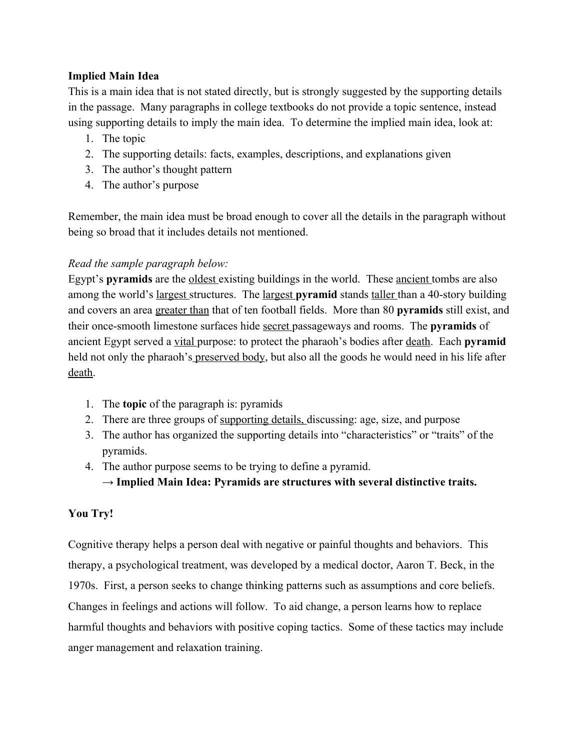**Implied Main Idea**

This is a main idea that is not stated directly, but is strongly suggested by the supporting details in the passage. Many paragraphs in college textbooks do not provide a topic sentence, instead using supporting details to imply the main idea. To determine the implied main idea, look at:

1. The topic
2. The supporting details: facts, examples, descriptions, and explanations given
3. The author's thought pattern
4. The author's purpose

Remember, the main idea must be broad enough to cover all the details in the paragraph without being so broad that it includes details not mentioned.

*Read the sample paragraph below:*

Egypt's **pyramids** are the <u>oldest</u> existing buildings in the world. These <u>ancient</u> tombs are also among the world's <u>largest</u> structures. The <u>largest</u> **pyramid** stands <u>taller</u> than a 40-story building and covers an area <u>greater than</u> that of ten football fields. More than 80 **pyramids** still exist, and their once-smooth limestone surfaces hide <u>secret</u> passageways and rooms. The **pyramids** of ancient Egypt served a <u>vital</u> purpose: to protect the pharaoh's bodies after <u>death</u>. Each **pyramid** held not only the pharaoh's <u>preserved body</u>, but also all the goods he would need in his life after <u>death</u>.

1. The **topic** of the paragraph is: pyramids
2. There are three groups of <u>supporting details,</u> discussing: age, size, and purpose
3. The author has organized the supporting details into "characteristics" or "traits" of the pyramids.
4. The author purpose seems to be trying to define a pyramid.
   → **Implied Main Idea: Pyramids are structures with several distinctive traits.**

**You Try!**

Cognitive therapy helps a person deal with negative or painful thoughts and behaviors. This therapy, a psychological treatment, was developed by a medical doctor, Aaron T. Beck, in the 1970s. First, a person seeks to change thinking patterns such as assumptions and core beliefs. Changes in feelings and actions will follow. To aid change, a person learns how to replace harmful thoughts and behaviors with positive coping tactics. Some of these tactics may include anger management and relaxation training.